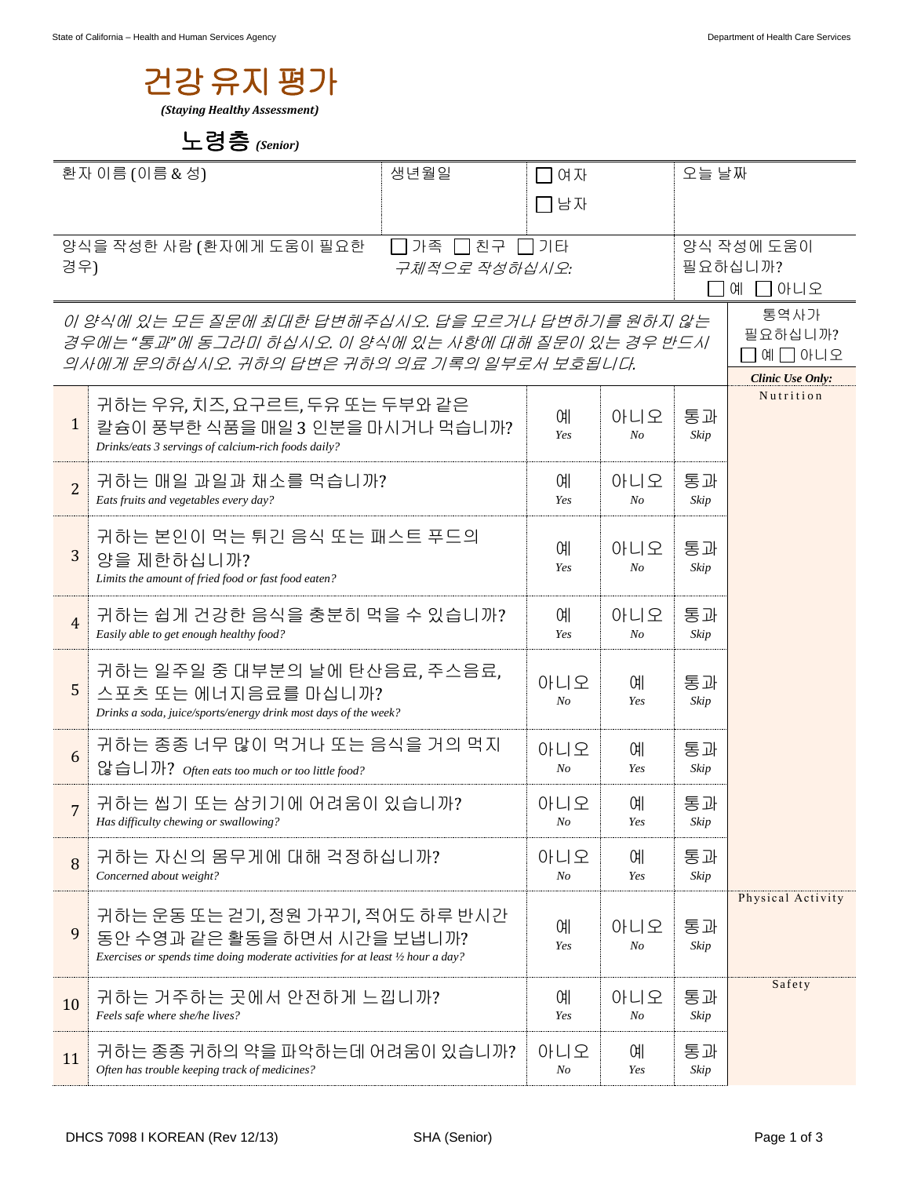# 건강 유지 평가

***(Staying Healthy Assessment)***

## 노령층 *(Senior)*

| 환자 이름 (이름 & 성) | 생년월일 | ☐ 여자<br>☐ 남자 | 오늘 날짜 |
|---|---|---|---|
| 양식을 작성한 사람 (환자에게 도움이 필요한 경우) | ☐ 가족 ☐ 친구 ☐ 기타<br>*구체적으로 작성하십시오:* | | 양식 작성에 도움이 필요하십니까?<br>☐ 예 ☐ 아니오 |

*이 양식에 있는 모든 질문에 최대한 답변해주십시오. 답을 모르거나 답변하기를 원하지 않는 경우에는 "통과"에 동그라미 하십시오. 이 양식에 있는 사항에 대해 질문이 있는 경우 반드시 의사에게 문의하십시오. 귀하의 답변은 귀하의 의료 기록의 일부로서 보호됩니다.*

통역사가 필요하십니까? ☐ 예 ☐ 아니오

| # | 질문 | | | | ***Clinic Use Only:*** |
|---|---|---|---|---|---|
| 1 | 귀하는 우유, 치즈, 요구르트, 두유 또는 두부와 같은 칼슘이 풍부한 식품을 매일 3 인분을 마시거나 먹습니까?<br>*Drinks/eats 3 servings of calcium-rich foods daily?* | 예 *Yes* | 아니오 *No* | 통과 *Skip* | Nutrition |
| 2 | 귀하는 매일 과일과 채소를 먹습니까?<br>*Eats fruits and vegetables every day?* | 예 *Yes* | 아니오 *No* | 통과 *Skip* | |
| 3 | 귀하는 본인이 먹는 튀긴 음식 또는 패스트 푸드의 양을 제한하십니까?<br>*Limits the amount of fried food or fast food eaten?* | 예 *Yes* | 아니오 *No* | 통과 *Skip* | |
| 4 | 귀하는 쉽게 건강한 음식을 충분히 먹을 수 있습니까?<br>*Easily able to get enough healthy food?* | 예 *Yes* | 아니오 *No* | 통과 *Skip* | |
| 5 | 귀하는 일주일 중 대부분의 날에 탄산음료, 주스음료, 스포츠 또는 에너지음료를 마십니까?<br>*Drinks a soda, juice/sports/energy drink most days of the week?* | 아니오 *No* | 예 *Yes* | 통과 *Skip* | |
| 6 | 귀하는 종종 너무 많이 먹거나 또는 음식을 거의 먹지 않습니까? *Often eats too much or too little food?* | 아니오 *No* | 예 *Yes* | 통과 *Skip* | |
| 7 | 귀하는 씹기 또는 삼키기에 어려움이 있습니까?<br>*Has difficulty chewing or swallowing?* | 아니오 *No* | 예 *Yes* | 통과 *Skip* | |
| 8 | 귀하는 자신의 몸무게에 대해 걱정하십니까?<br>*Concerned about weight?* | 아니오 *No* | 예 *Yes* | 통과 *Skip* | |
| 9 | 귀하는 운동 또는 걷기, 정원 가꾸기, 적어도 하루 반시간 동안 수영과 같은 활동을 하면서 시간을 보냅니까?<br>*Exercises or spends time doing moderate activities for at least ½ hour a day?* | 예 *Yes* | 아니오 *No* | 통과 *Skip* | Physical Activity |
| 10 | 귀하는 거주하는 곳에서 안전하게 느낍니까?<br>*Feels safe where she/he lives?* | 예 *Yes* | 아니오 *No* | 통과 *Skip* | Safety |
| 11 | 귀하는 종종 귀하의 약을 파악하는데 어려움이 있습니까?<br>*Often has trouble keeping track of medicines?* | 아니오 *No* | 예 *Yes* | 통과 *Skip* | |

DHCS 7098 I KOREAN (Rev 12/13) SHA (Senior)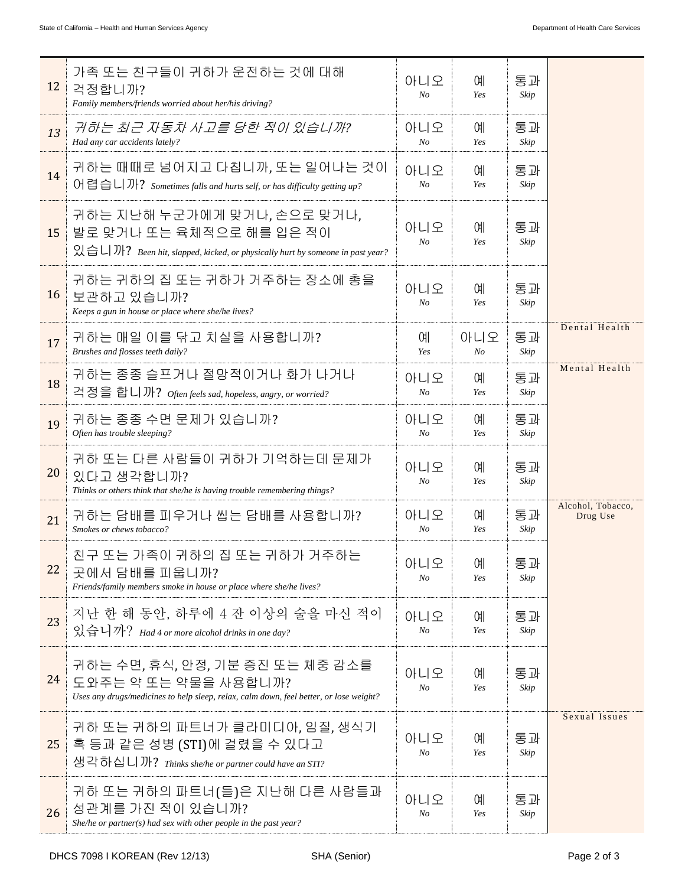| # | Question | | | | |
|---|---|---|---|---|---|
| 12 | 가족 또는 친구들이 귀하가 운전하는 것에 대해 걱정합니까?<br>*Family members/friends worried about her/his driving?* | 아니오<br>*No* | 예<br>*Yes* | 통과<br>*Skip* | |
| *13* | *귀하는 최근 자동차 사고를 당한 적이 있습니까?*<br>*Had any car accidents lately?* | 아니오<br>*No* | 예<br>*Yes* | 통과<br>*Skip* | |
| 14 | 귀하는 때때로 넘어지고 다칩니까, 또는 일어나는 것이 어렵습니까? *Sometimes falls and hurts self, or has difficulty getting up?* | 아니오<br>*No* | 예<br>*Yes* | 통과<br>*Skip* | |
| 15 | 귀하는 지난해 누군가에게 맞거나, 손으로 맞거나, 발로 맞거나 또는 육체적으로 해를 입은 적이 있습니까? *Been hit, slapped, kicked, or physically hurt by someone in past year?* | 아니오<br>*No* | 예<br>*Yes* | 통과<br>*Skip* | |
| 16 | 귀하는 귀하의 집 또는 귀하가 거주하는 장소에 총을 보관하고 있습니까?<br>*Keeps a gun in house or place where she/he lives?* | 아니오<br>*No* | 예<br>*Yes* | 통과<br>*Skip* | |
| 17 | 귀하는 매일 이를 닦고 치실을 사용합니까?<br>*Brushes and flosses teeth daily?* | 예<br>*Yes* | 아니오<br>*No* | 통과<br>*Skip* | Dental Health |
| 18 | 귀하는 종종 슬프거나 절망적이거나 화가 나거나 걱정을 합니까? *Often feels sad, hopeless, angry, or worried?* | 아니오<br>*No* | 예<br>*Yes* | 통과<br>*Skip* | Mental Health |
| 19 | 귀하는 종종 수면 문제가 있습니까?<br>*Often has trouble sleeping?* | 아니오<br>*No* | 예<br>*Yes* | 통과<br>*Skip* | |
| 20 | 귀하 또는 다른 사람들이 귀하가 기억하는데 문제가 있다고 생각합니까?<br>*Thinks or others think that she/he is having trouble remembering things?* | 아니오<br>*No* | 예<br>*Yes* | 통과<br>*Skip* | |
| 21 | 귀하는 담배를 피우거나 씹는 담배를 사용합니까?<br>*Smokes or chews tobacco?* | 아니오<br>*No* | 예<br>*Yes* | 통과<br>*Skip* | Alcohol, Tobacco, Drug Use |
| 22 | 친구 또는 가족이 귀하의 집 또는 귀하가 거주하는 곳에서 담배를 피웁니까?<br>*Friends/family members smoke in house or place where she/he lives?* | 아니오<br>*No* | 예<br>*Yes* | 통과<br>*Skip* | |
| 23 | 지난 한 해 동안, 하루에 4 잔 이상의 술을 마신 적이 있습니까? *Had 4 or more alcohol drinks in one day?* | 아니오<br>*No* | 예<br>*Yes* | 통과<br>*Skip* | |
| 24 | 귀하는 수면, 휴식, 안정, 기분 증진 또는 체중 감소를 도와주는 약 또는 약물을 사용합니까?<br>*Uses any drugs/medicines to help sleep, relax, calm down, feel better, or lose weight?* | 아니오<br>*No* | 예<br>*Yes* | 통과<br>*Skip* | |
| 25 | 귀하 또는 귀하의 파트너가 클라미디아, 임질, 생식기 혹 등과 같은 성병 (STI)에 걸렸을 수 있다고 생각하십니까? *Thinks she/he or partner could have an STI?* | 아니오<br>*No* | 예<br>*Yes* | 통과<br>*Skip* | Sexual Issues |
| 26 | 귀하 또는 귀하의 파트너(들)은 지난해 다른 사람들과 성관계를 가진 적이 있습니까?<br>*She/he or partner(s) had sex with other people in the past year?* | 아니오<br>*No* | 예<br>*Yes* | 통과<br>*Skip* | |

DHCS 7098 I KOREAN (Rev 12/13) SHA (Senior)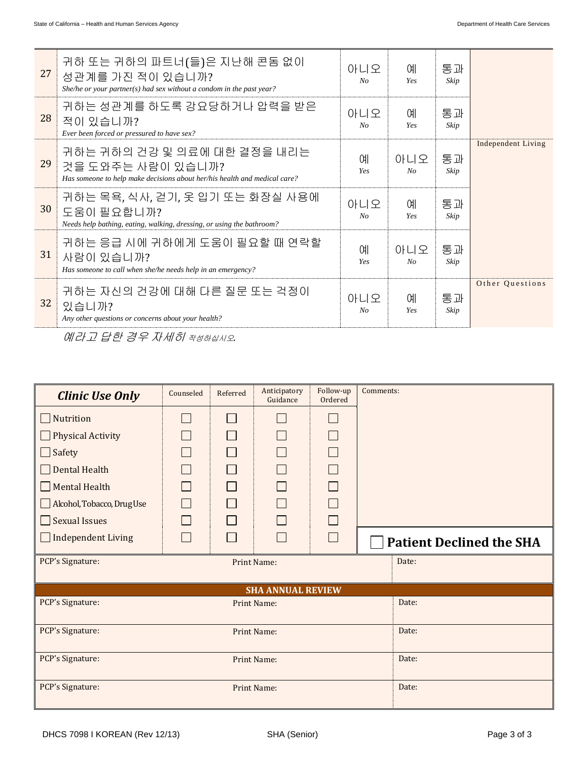| | | | | | |
|---|---|---|---|---|---|
| 27 | 귀하 또는 귀하의 파트너(들)은 지난해 콘돔 없이 성관계를 가진 적이 있습니까?<br>*She/he or your partner(s) had sex without a condom in the past year?* | 아니오<br>*No* | 예<br>*Yes* | 통과<br>*Skip* | |
| 28 | 귀하는 성관계를 하도록 강요당하거나 압력을 받은 적이 있습니까?<br>*Ever been forced or pressured to have sex?* | 아니오<br>*No* | 예<br>*Yes* | 통과<br>*Skip* | |
| 29 | 귀하는 귀하의 건강 및 의료에 대한 결정을 내리는 것을 도와주는 사람이 있습니까?<br>*Has someone to help make decisions about her/his health and medical care?* | 예<br>*Yes* | 아니오<br>*No* | 통과<br>*Skip* | Independent Living |
| 30 | 귀하는 목욕, 식사, 걷기, 옷 입기 또는 화장실 사용에 도움이 필요합니까?<br>*Needs help bathing, eating, walking, dressing, or using the bathroom?* | 아니오<br>*No* | 예<br>*Yes* | 통과<br>*Skip* | |
| 31 | 귀하는 응급 시에 귀하에게 도움이 필요할 때 연락할 사람이 있습니까?<br>*Has someone to call when she/he needs help in an emergency?* | 예<br>*Yes* | 아니오<br>*No* | 통과<br>*Skip* | |
| 32 | 귀하는 자신의 건강에 대해 다른 질문 또는 걱정이 있습니까?<br>*Any other questions or concerns about your health?* | 아니오<br>*No* | 예<br>*Yes* | 통과<br>*Skip* | Other Questions |

*예라고 답한 경우 자세히 작성하십시오.*

| ***Clinic Use Only*** | Counseled | Referred | Anticipatory Guidance | Follow-up Ordered | Comments: |
|---|---|---|---|---|---|
| ☐ Nutrition | ☐ | ☐ | ☐ | ☐ | |
| ☐ Physical Activity | ☐ | ☐ | ☐ | ☐ | |
| ☐ Safety | ☐ | ☐ | ☐ | ☐ | |
| ☐ Dental Health | ☐ | ☐ | ☐ | ☐ | |
| ☐ Mental Health | ☐ | ☐ | ☐ | ☐ | |
| ☐ Alcohol, Tobacco, Drug Use | ☐ | ☐ | ☐ | ☐ | |
| ☐ Sexual Issues | ☐ | ☐ | ☐ | ☐ | |
| ☐ Independent Living | ☐ | ☐ | ☐ | ☐ | ☐ **Patient Declined the SHA** |

| | | |
|---|---|---|
| PCP's Signature: | Print Name: | Date: |

**SHA ANNUAL REVIEW**

| | | |
|---|---|---|
| PCP's Signature: | Print Name: | Date: |
| PCP's Signature: | Print Name: | Date: |
| PCP's Signature: | Print Name: | Date: |
| PCP's Signature: | Print Name: | Date: |